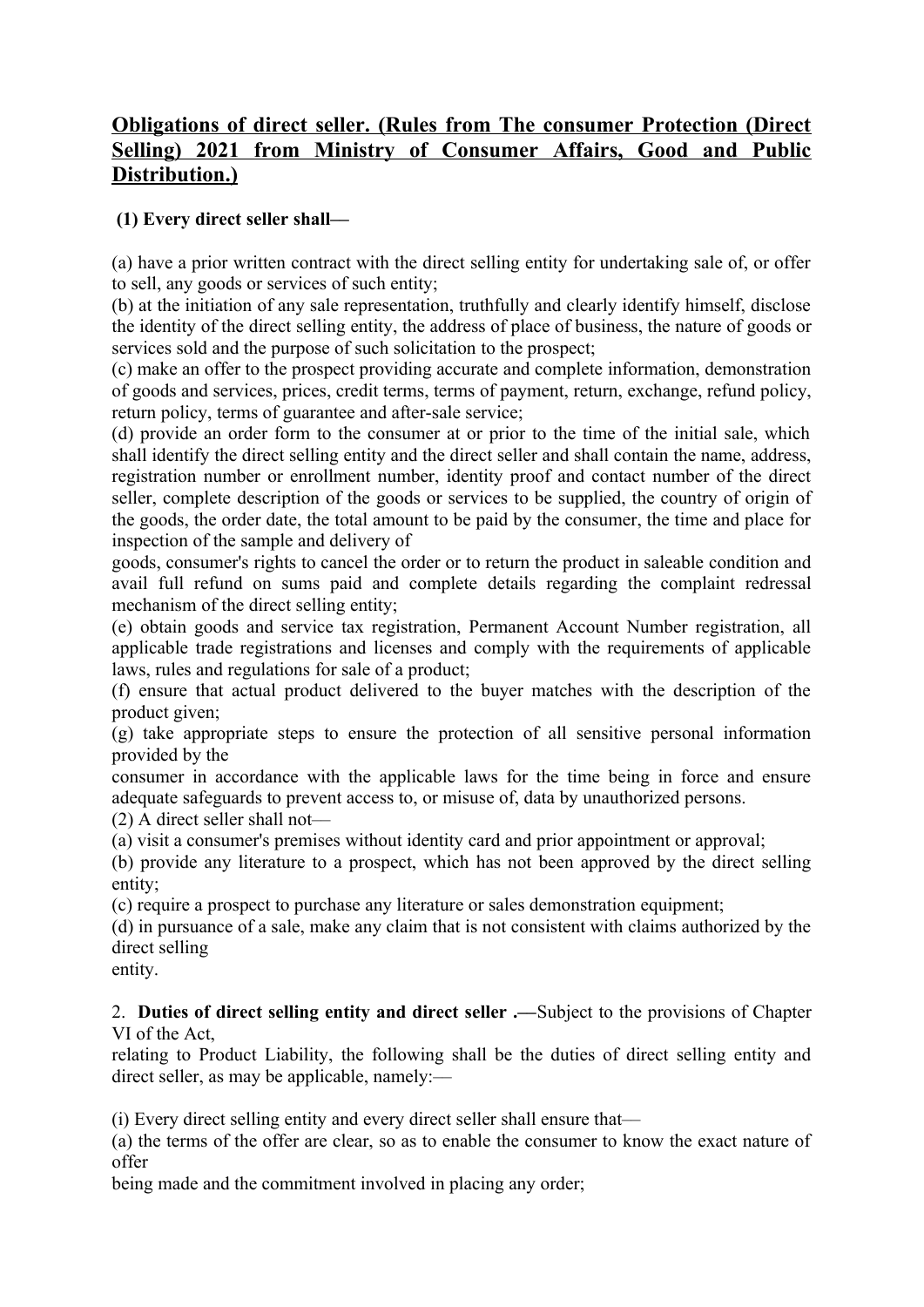## Obligations of direct seller. (Rules from The consumer Protection (Direct Selling) 2021 from Ministry of Consumer Affairs, Good and Public Distribution.)

**(1) Every direct seller shall—**

(a) have a prior written contract with the direct selling entity for undertaking sale of, or offer to sell, any goods or services of such entity;

(b) at the initiation of any sale representation, truthfully and clearly identify himself, disclose the identity of the direct selling entity, the address of place of business, the nature of goods or services sold and the purpose of such solicitation to the prospect;

(c) make an offer to the prospect providing accurate and complete information, demonstration of goods and services, prices, credit terms, terms of payment, return, exchange, refund policy, return policy, terms of guarantee and after-sale service;

(d) provide an order form to the consumer at or prior to the time of the initial sale, which shall identify the direct selling entity and the direct seller and shall contain the name, address, registration number or enrollment number, identity proof and contact number of the direct seller, complete description of the goods or services to be supplied, the country of origin of the goods, the order date, the total amount to be paid by the consumer, the time and place for inspection of the sample and delivery of goods, consumer's rights to cancel the order or to return the product in saleable condition and avail full refund on sums paid and complete details regarding the complaint redressal mechanism of the direct selling entity;

(e) obtain goods and service tax registration, Permanent Account Number registration, all applicable trade registrations and licenses and comply with the requirements of applicable laws, rules and regulations for sale of a product;

(f) ensure that actual product delivered to the buyer matches with the description of the product given;

(g) take appropriate steps to ensure the protection of all sensitive personal information provided by the consumer in accordance with the applicable laws for the time being in force and ensure adequate safeguards to prevent access to, or misuse of, data by unauthorized persons.

(2) A direct seller shall not—

(a) visit a consumer's premises without identity card and prior appointment or approval;

(b) provide any literature to a prospect, which has not been approved by the direct selling entity;

(c) require a prospect to purchase any literature or sales demonstration equipment;

(d) in pursuance of a sale, make any claim that is not consistent with claims authorized by the direct selling entity.

2. **Duties of direct selling entity and direct seller .—**Subject to the provisions of Chapter VI of the Act, relating to Product Liability, the following shall be the duties of direct selling entity and direct seller, as may be applicable, namely:—

(i) Every direct selling entity and every direct seller shall ensure that—

(a) the terms of the offer are clear, so as to enable the consumer to know the exact nature of offer being made and the commitment involved in placing any order;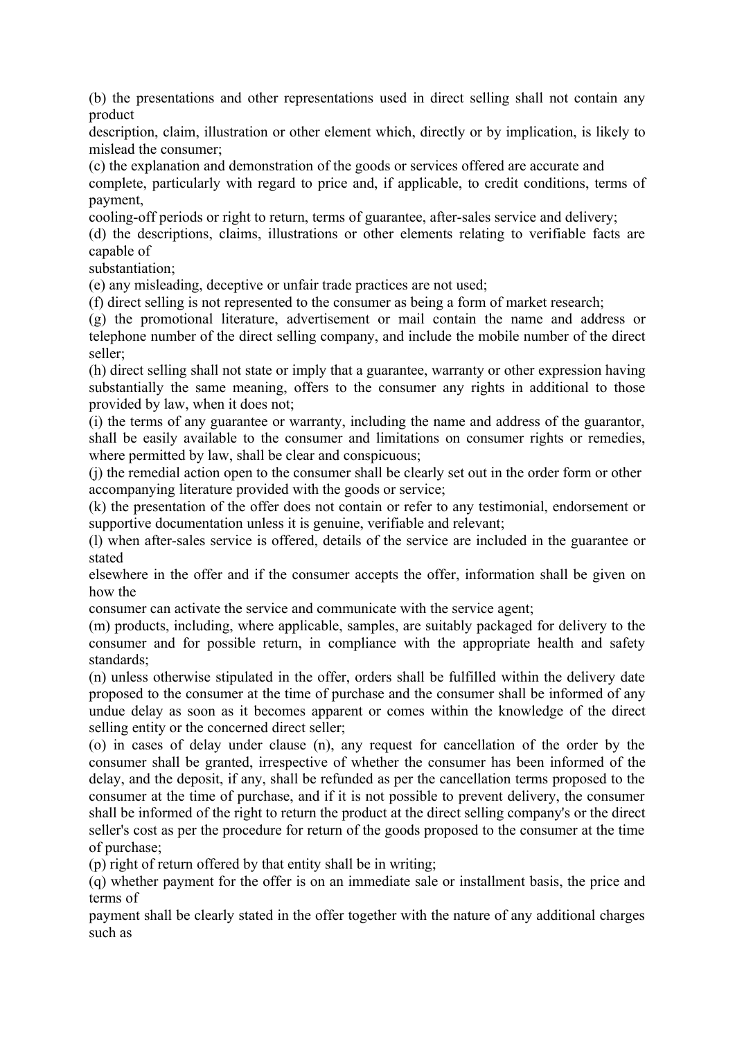(b) the presentations and other representations used in direct selling shall not contain any product description, claim, illustration or other element which, directly or by implication, is likely to mislead the consumer;

(c) the explanation and demonstration of the goods or services offered are accurate and complete, particularly with regard to price and, if applicable, to credit conditions, terms of payment, cooling-off periods or right to return, terms of guarantee, after-sales service and delivery;

(d) the descriptions, claims, illustrations or other elements relating to verifiable facts are capable of substantiation;

(e) any misleading, deceptive or unfair trade practices are not used;

(f) direct selling is not represented to the consumer as being a form of market research;

(g) the promotional literature, advertisement or mail contain the name and address or telephone number of the direct selling company, and include the mobile number of the direct seller;

(h) direct selling shall not state or imply that a guarantee, warranty or other expression having substantially the same meaning, offers to the consumer any rights in additional to those provided by law, when it does not;

(i) the terms of any guarantee or warranty, including the name and address of the guarantor, shall be easily available to the consumer and limitations on consumer rights or remedies, where permitted by law, shall be clear and conspicuous;

(j) the remedial action open to the consumer shall be clearly set out in the order form or other accompanying literature provided with the goods or service;

(k) the presentation of the offer does not contain or refer to any testimonial, endorsement or supportive documentation unless it is genuine, verifiable and relevant;

(l) when after-sales service is offered, details of the service are included in the guarantee or stated elsewhere in the offer and if the consumer accepts the offer, information shall be given on how the consumer can activate the service and communicate with the service agent;

(m) products, including, where applicable, samples, are suitably packaged for delivery to the consumer and for possible return, in compliance with the appropriate health and safety standards;

(n) unless otherwise stipulated in the offer, orders shall be fulfilled within the delivery date proposed to the consumer at the time of purchase and the consumer shall be informed of any undue delay as soon as it becomes apparent or comes within the knowledge of the direct selling entity or the concerned direct seller;

(o) in cases of delay under clause (n), any request for cancellation of the order by the consumer shall be granted, irrespective of whether the consumer has been informed of the delay, and the deposit, if any, shall be refunded as per the cancellation terms proposed to the consumer at the time of purchase, and if it is not possible to prevent delivery, the consumer shall be informed of the right to return the product at the direct selling company's or the direct seller's cost as per the procedure for return of the goods proposed to the consumer at the time of purchase;

(p) right of return offered by that entity shall be in writing;

(q) whether payment for the offer is on an immediate sale or installment basis, the price and terms of payment shall be clearly stated in the offer together with the nature of any additional charges such as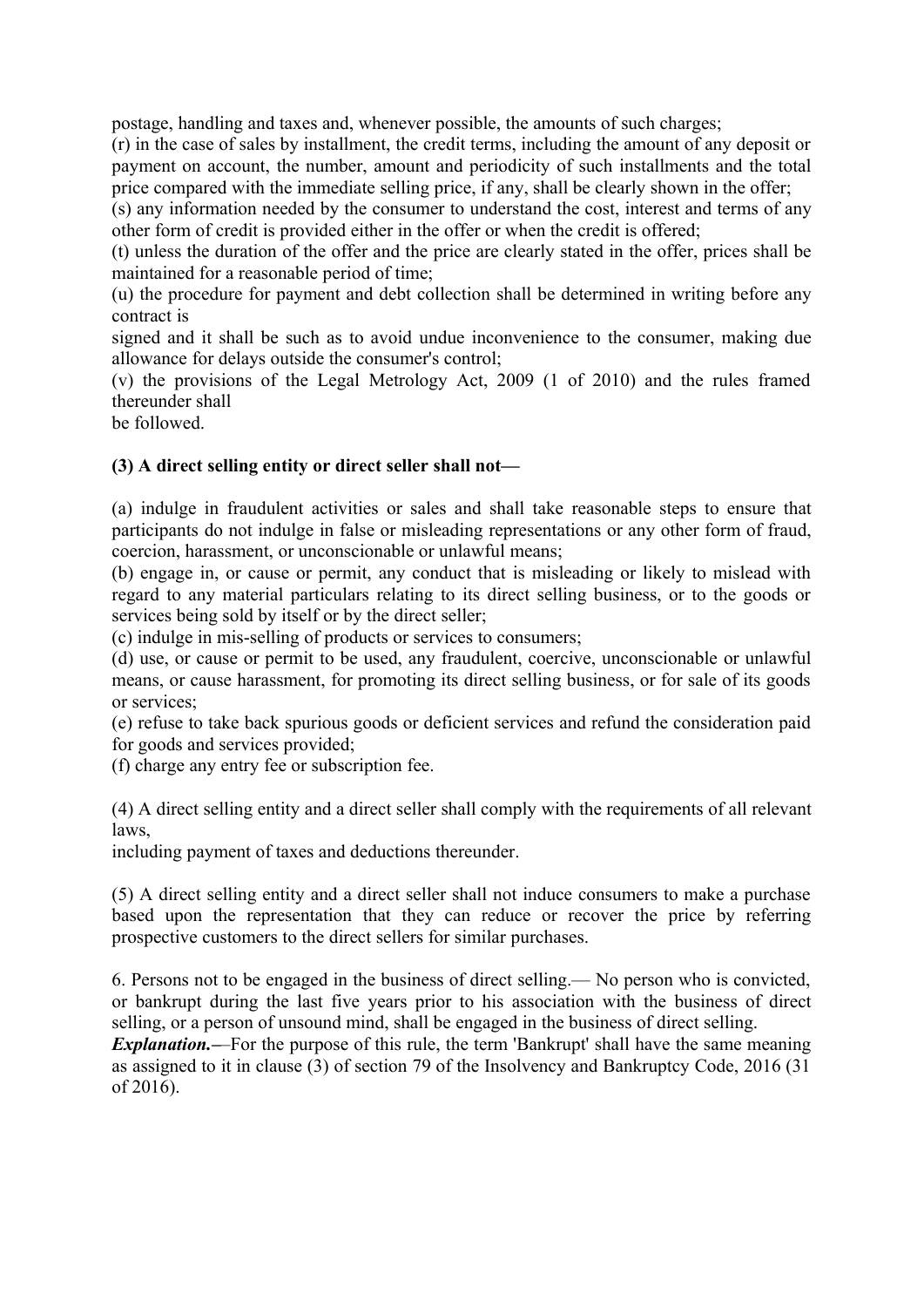postage, handling and taxes and, whenever possible, the amounts of such charges;

(r) in the case of sales by installment, the credit terms, including the amount of any deposit or payment on account, the number, amount and periodicity of such installments and the total price compared with the immediate selling price, if any, shall be clearly shown in the offer;

(s) any information needed by the consumer to understand the cost, interest and terms of any other form of credit is provided either in the offer or when the credit is offered;

(t) unless the duration of the offer and the price are clearly stated in the offer, prices shall be maintained for a reasonable period of time;

(u) the procedure for payment and debt collection shall be determined in writing before any contract is signed and it shall be such as to avoid undue inconvenience to the consumer, making due allowance for delays outside the consumer's control;

(v) the provisions of the Legal Metrology Act, 2009 (1 of 2010) and the rules framed thereunder shall be followed.

**(3) A direct selling entity or direct seller shall not—**

(a) indulge in fraudulent activities or sales and shall take reasonable steps to ensure that participants do not indulge in false or misleading representations or any other form of fraud, coercion, harassment, or unconscionable or unlawful means;

(b) engage in, or cause or permit, any conduct that is misleading or likely to mislead with regard to any material particulars relating to its direct selling business, or to the goods or services being sold by itself or by the direct seller;

(c) indulge in mis-selling of products or services to consumers;

(d) use, or cause or permit to be used, any fraudulent, coercive, unconscionable or unlawful means, or cause harassment, for promoting its direct selling business, or for sale of its goods or services;

(e) refuse to take back spurious goods or deficient services and refund the consideration paid for goods and services provided;

(f) charge any entry fee or subscription fee.

(4) A direct selling entity and a direct seller shall comply with the requirements of all relevant laws, including payment of taxes and deductions thereunder.

(5) A direct selling entity and a direct seller shall not induce consumers to make a purchase based upon the representation that they can reduce or recover the price by referring prospective customers to the direct sellers for similar purchases.

6. Persons not to be engaged in the business of direct selling.— No person who is convicted, or bankrupt during the last five years prior to his association with the business of direct selling, or a person of unsound mind, shall be engaged in the business of direct selling.

***Explanation.***—For the purpose of this rule, the term 'Bankrupt' shall have the same meaning as assigned to it in clause (3) of section 79 of the Insolvency and Bankruptcy Code, 2016 (31 of 2016).